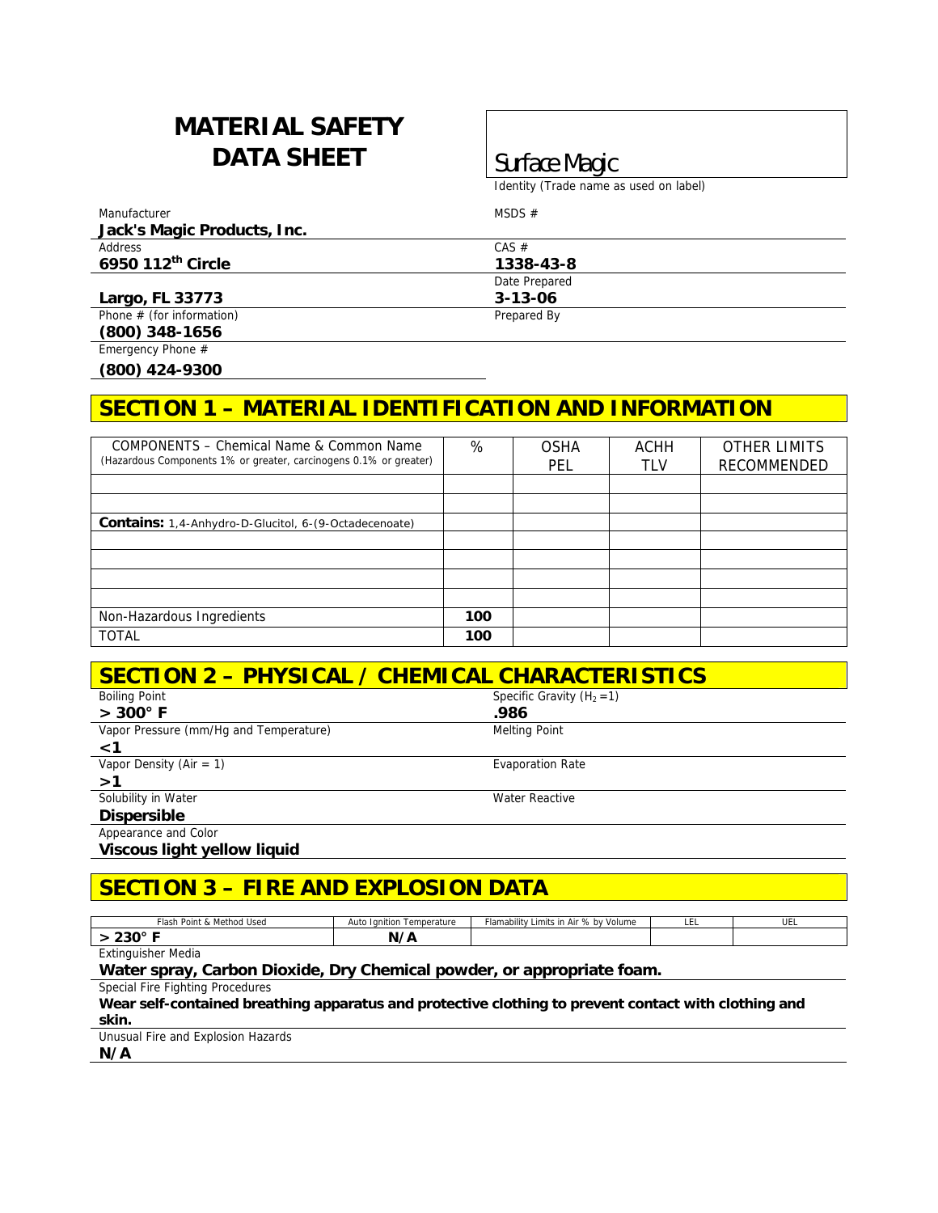# MATERIAL SAFETY DATA SHEET

**Surface Magic**

Identity (Trade name as used on label)

| | |
|---|---|
| Manufacturer<br>**Jack's Magic Products, Inc.** | MSDS # |
| Address<br>**6950 112th Circle** | CAS #<br>**1338-43-8** |
| **Largo, FL 33773** | Date Prepared<br>**3-13-06** |
| Phone # (for information)<br>**(800) 348-1656** | Prepared By |
| Emergency Phone #<br>**(800) 424-9300** | |

## SECTION 1 – MATERIAL IDENTIFICATION AND INFORMATION

| COMPONENTS – Chemical Name & Common Name (Hazardous Components 1% or greater, carcinogens 0.1% or greater) | % | OSHA PEL | ACHH TLV | OTHER LIMITS RECOMMENDED |
|---|---|---|---|---|
| | | | | |
| | | | | |
| **Contains:** 1,4-Anhydro-D-Glucitol, 6-(9-Octadecenoate) | | | | |
| | | | | |
| | | | | |
| | | | | |
| | | | | |
| Non-Hazardous Ingredients | **100** | | | |
| TOTAL | **100** | | | |

## SECTION 2 – PHYSICAL / CHEMICAL CHARACTERISTICS

| | |
|---|---|
| Boiling Point<br>**> 300° F** | Specific Gravity ($H_2 = 1$)<br>**.986** |
| Vapor Pressure (mm/Hg and Temperature)<br>**<1** | Melting Point |
| Vapor Density (Air = 1)<br>**>1** | Evaporation Rate |
| Solubility in Water<br>**Dispersible** | Water Reactive |
| Appearance and Color<br>**Viscous light yellow liquid** | |

## SECTION 3 – FIRE AND EXPLOSION DATA

| Flash Point & Method Used | Auto Ignition Temperature | Flamability Limits in Air % by Volume | LEL | UEL |
|---|---|---|---|---|
| **> 230° F** | **N/A** | | | |

Extinguisher Media

**Water spray, Carbon Dioxide, Dry Chemical powder, or appropriate foam.**

Special Fire Fighting Procedures

**Wear self-contained breathing apparatus and protective clothing to prevent contact with clothing and skin.**

Unusual Fire and Explosion Hazards

**N/A**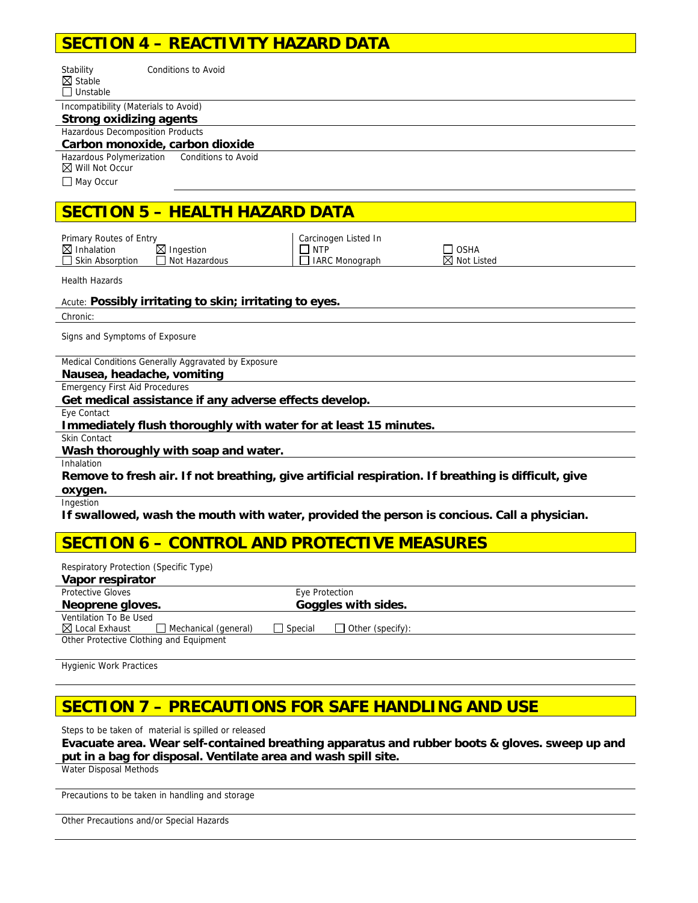## SECTION 4 – REACTIVITY HAZARD DATA

Stability
☒ Stable
☐ Unstable

Conditions to Avoid

Incompatibility (Materials to Avoid)

**Strong oxidizing agents**

Hazardous Decomposition Products

**Carbon monoxide, carbon dioxide**

Hazardous Polymerization
☒ Will Not Occur
☐ May Occur

Conditions to Avoid

## SECTION 5 – HEALTH HAZARD DATA

Primary Routes of Entry
☒ Inhalation ☒ Ingestion
☐ Skin Absorption ☐ Not Hazardous

Carcinogen Listed In
☐ NTP ☐ OSHA
☐ IARC Monograph ☒ Not Listed

Health Hazards

Acute: **Possibly irritating to skin; irritating to eyes.**

Chronic:

Signs and Symptoms of Exposure

Medical Conditions Generally Aggravated by Exposure

**Nausea, headache, vomiting**

Emergency First Aid Procedures

**Get medical assistance if any adverse effects develop.**

Eye Contact

**Immediately flush thoroughly with water for at least 15 minutes.**

Skin Contact

**Wash thoroughly with soap and water.**

Inhalation

**Remove to fresh air. If not breathing, give artificial respiration. If breathing is difficult, give oxygen.**

Ingestion

**If swallowed, wash the mouth with water, provided the person is concious. Call a physician.**

## SECTION 6 – CONTROL AND PROTECTIVE MEASURES

Respiratory Protection (Specific Type)

**Vapor respirator**

Protective Gloves

**Neoprene gloves.**

Eye Protection

**Goggles with sides.**

Ventilation To Be Used
☒ Local Exhaust ☐ Mechanical (general) ☐ Special ☐ Other (specify):

Other Protective Clothing and Equipment

Hygienic Work Practices

## SECTION 7 – PRECAUTIONS FOR SAFE HANDLING AND USE

Steps to be taken of material is spilled or released

**Evacuate area. Wear self-contained breathing apparatus and rubber boots & gloves. sweep up and put in a bag for disposal. Ventilate area and wash spill site.**

Water Disposal Methods

Precautions to be taken in handling and storage

Other Precautions and/or Special Hazards